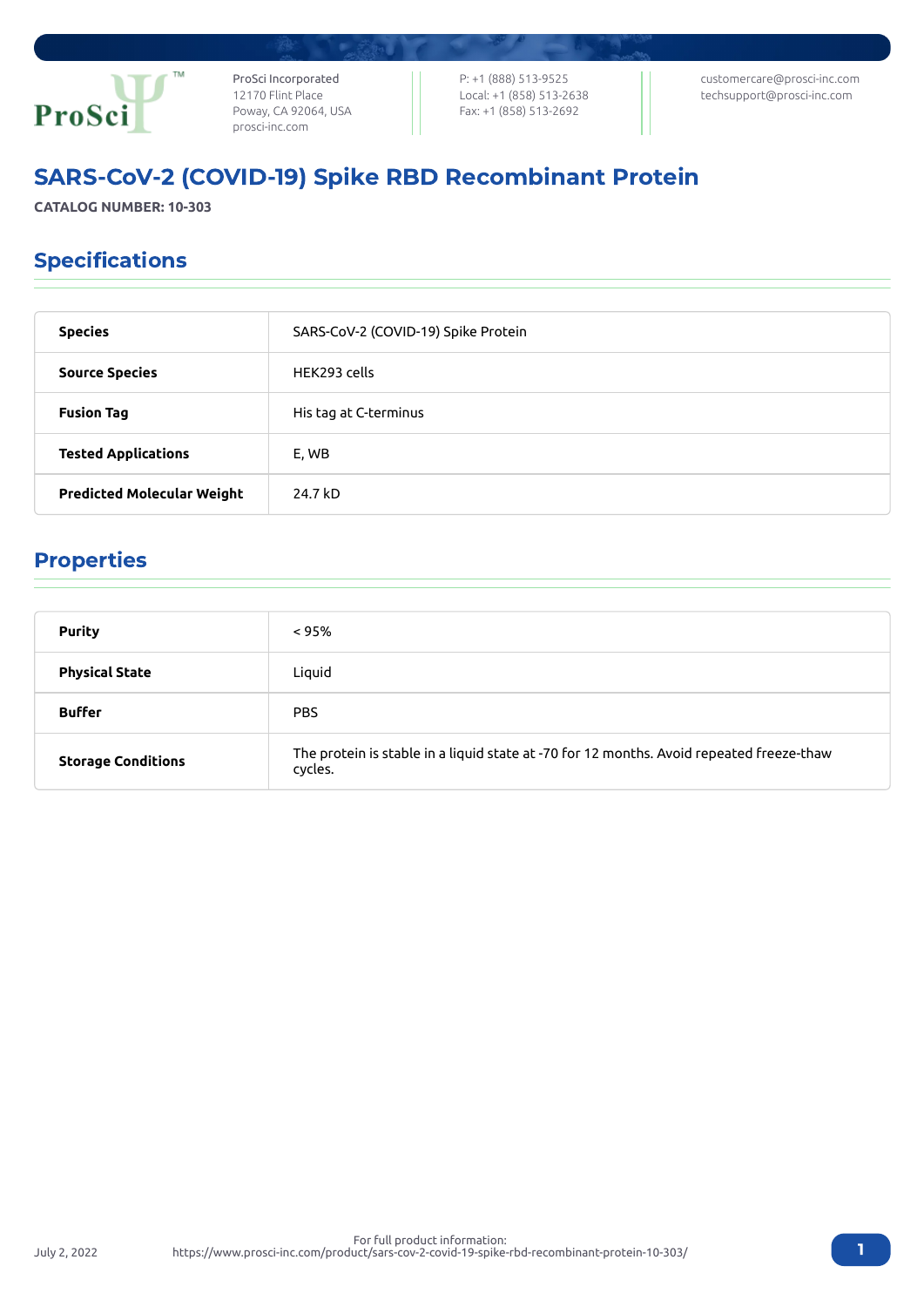ProSci Incorporated
12170 Flint Place
Poway, CA 92064, USA
prosci-inc.com

P: +1 (888) 513-9525
Local: +1 (858) 513-2638
Fax: +1 (858) 513-2692

customercare@prosci-inc.com
techsupport@prosci-inc.com

# SARS-CoV-2 (COVID-19) Spike RBD Recombinant Protein

**CATALOG NUMBER: 10-303**

## Specifications

| | |
|---|---|
| **Species** | SARS-CoV-2 (COVID-19) Spike Protein |
| **Source Species** | HEK293 cells |
| **Fusion Tag** | His tag at C-terminus |
| **Tested Applications** | E, WB |
| **Predicted Molecular Weight** | 24.7 kD |

## Properties

| | |
|---|---|
| **Purity** | < 95% |
| **Physical State** | Liquid |
| **Buffer** | PBS |
| **Storage Conditions** | The protein is stable in a liquid state at -70 for 12 months. Avoid repeated freeze-thaw cycles. |

July 2, 2022

For full product information:
https://www.prosci-inc.com/product/sars-cov-2-covid-19-spike-rbd-recombinant-protein-10-303/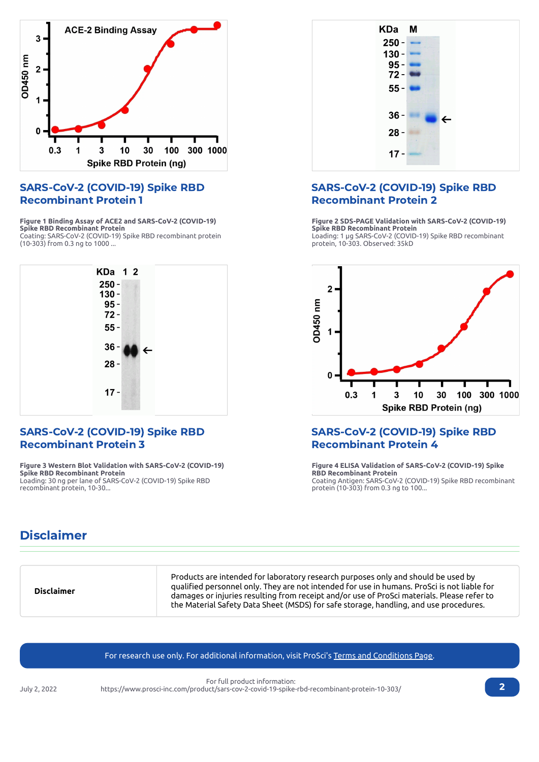ACE-2 Binding Assay

OD450 nm

3
2
1
0

0.3 1 3 10 30 100 300 1000

Spike RBD Protein (ng)

## SARS-CoV-2 (COVID-19) Spike RBD Recombinant Protein 1

**Figure 1 Binding Assay of ACE2 and SARS-CoV-2 (COVID-19) Spike RBD Recombinant Protein**
Coating: SARS-CoV-2 (COVID-19) Spike RBD recombinant protein (10-303) from 0.3 ng to 1000 ...

KDa M

250 -
130 -
95 -
72 -
55 -
36 -
28 -
17 -

## SARS-CoV-2 (COVID-19) Spike RBD Recombinant Protein 2

**Figure 2 SDS-PAGE Validation with SARS-CoV-2 (COVID-19) Spike RBD Recombinant Protein**
Loading: 1 µg SARS-CoV-2 (COVID-19) Spike RBD recombinant protein, 10-303. Observed: 35kD

KDa 1 2

250 -
130 -
95 -
72 -
55 -
36 -
28 -
17 -

## SARS-CoV-2 (COVID-19) Spike RBD Recombinant Protein 3

**Figure 3 Western Blot Validation with SARS-CoV-2 (COVID-19) Spike RBD Recombinant Protein**
Loading: 30 ng per lane of SARS-CoV-2 (COVID-19) Spike RBD recombinant protein, 10-30...

OD450 nm

2
1
0

0.3 1 3 10 30 100 300 1000

Spike RBD Protein (ng)

## SARS-CoV-2 (COVID-19) Spike RBD Recombinant Protein 4

**Figure 4 ELISA Validation of SARS-CoV-2 (COVID-19) Spike RBD Recombinant Protein**
Coating Antigen: SARS-CoV-2 (COVID-19) Spike RBD recombinant protein (10-303) from 0.3 ng to 100...

## Disclaimer

| | |
|---|---|
| **Disclaimer** | Products are intended for laboratory research purposes only and should be used by qualified personnel only. They are not intended for use in humans. ProSci is not liable for damages or injuries resulting from receipt and/or use of ProSci materials. Please refer to the Material Safety Data Sheet (MSDS) for safe storage, handling, and use procedures. |

For research use only. For additional information, visit ProSci's Terms and Conditions Page.

July 2, 2022

For full product information:
https://www.prosci-inc.com/product/sars-cov-2-covid-19-spike-rbd-recombinant-protein-10-303/